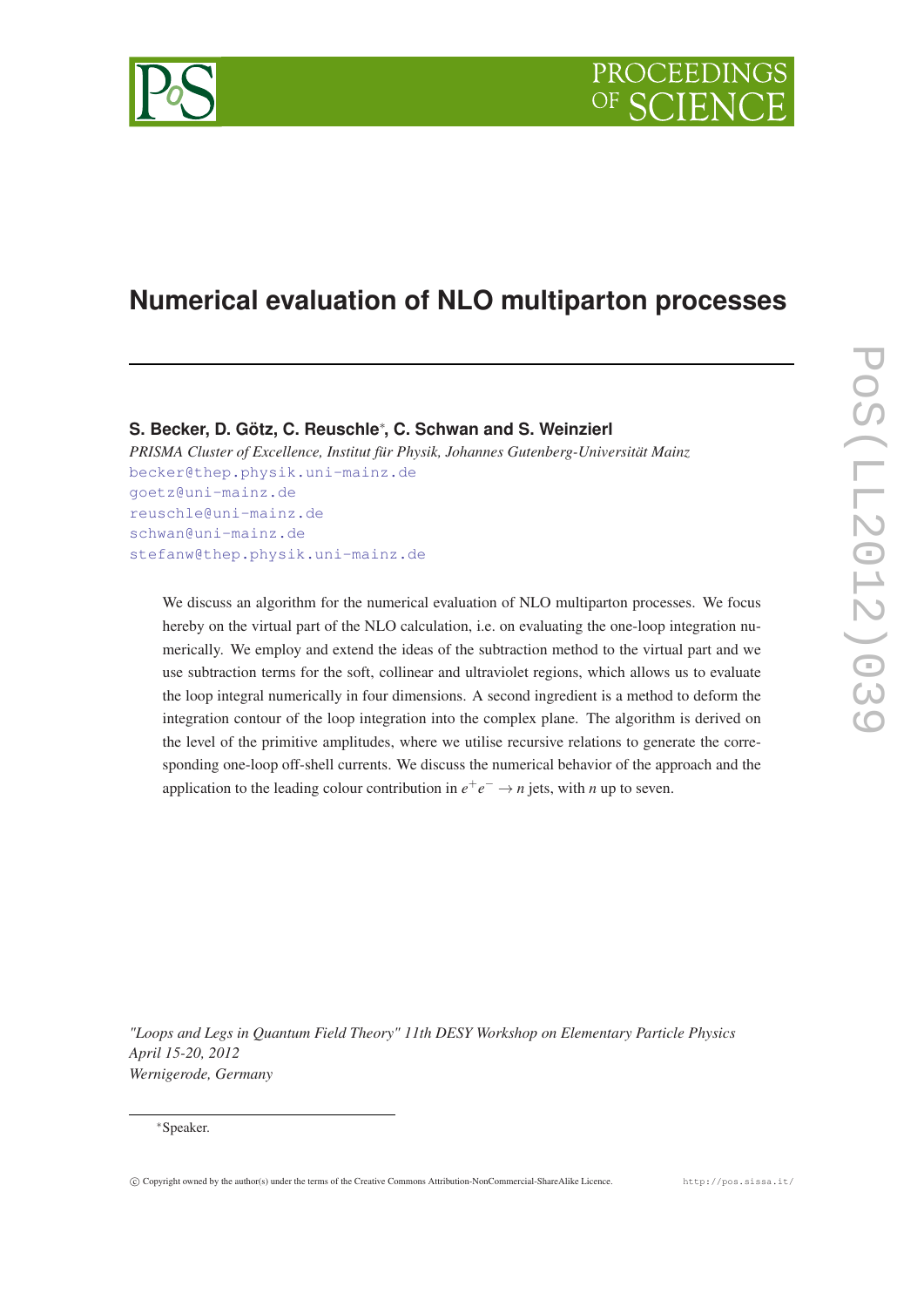# Numerical evaluation of NLO multiparton processes

**S. Becker, D. Götz, C. Reuschle[*], C. Schwan and S. Weinzierl**

*PRISMA Cluster of Excellence, Institut für Physik, Johannes Gutenberg-Universität Mainz*

becker@thep.physik.uni-mainz.de
goetz@uni-mainz.de
reuschle@uni-mainz.de
schwan@uni-mainz.de
stefanw@thep.physik.uni-mainz.de

We discuss an algorithm for the numerical evaluation of NLO multiparton processes. We focus hereby on the virtual part of the NLO calculation, i.e. on evaluating the one-loop integration numerically. We employ and extend the ideas of the subtraction method to the virtual part and we use subtraction terms for the soft, collinear and ultraviolet regions, which allows us to evaluate the loop integral numerically in four dimensions. A second ingredient is a method to deform the integration contour of the loop integration into the complex plane. The algorithm is derived on the level of the primitive amplitudes, where we utilise recursive relations to generate the corresponding one-loop off-shell currents. We discuss the numerical behavior of the approach and the application to the leading colour contribution in $e^+e^- \to n$ jets, with $n$ up to seven.

*"Loops and Legs in Quantum Field Theory" 11th DESY Workshop on Elementary Particle Physics*
*April 15-20, 2012*
*Wernigerode, Germany*

[*]Speaker.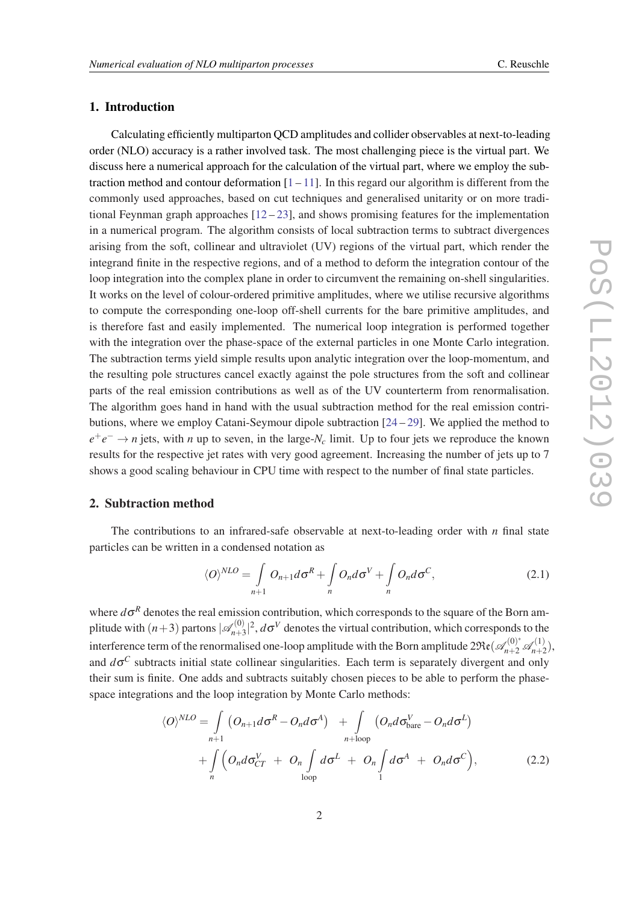## 1. Introduction

Calculating efficiently multiparton QCD amplitudes and collider observables at next-to-leading order (NLO) accuracy is a rather involved task. The most challenging piece is the virtual part. We discuss here a numerical approach for the calculation of the virtual part, where we employ the subtraction method and contour deformation [1 – 11]. In this regard our algorithm is different from the commonly used approaches, based on cut techniques and generalised unitarity or on more traditional Feynman graph approaches [12 – 23], and shows promising features for the implementation in a numerical program. The algorithm consists of local subtraction terms to subtract divergences arising from the soft, collinear and ultraviolet (UV) regions of the virtual part, which render the integrand finite in the respective regions, and of a method to deform the integration contour of the loop integration into the complex plane in order to circumvent the remaining on-shell singularities. It works on the level of colour-ordered primitive amplitudes, where we utilise recursive algorithms to compute the corresponding one-loop off-shell currents for the bare primitive amplitudes, and is therefore fast and easily implemented. The numerical loop integration is performed together with the integration over the phase-space of the external particles in one Monte Carlo integration. The subtraction terms yield simple results upon analytic integration over the loop-momentum, and the resulting pole structures cancel exactly against the pole structures from the soft and collinear parts of the real emission contributions as well as of the UV counterterm from renormalisation. The algorithm goes hand in hand with the usual subtraction method for the real emission contributions, where we employ Catani-Seymour dipole subtraction [24 – 29]. We applied the method to $e^+e^- \to n$ jets, with $n$ up to seven, in the large-$N_c$ limit. Up to four jets we reproduce the known results for the respective jet rates with very good agreement. Increasing the number of jets up to 7 shows a good scaling behaviour in CPU time with respect to the number of final state particles.

## 2. Subtraction method

The contributions to an infrared-safe observable at next-to-leading order with $n$ final state particles can be written in a condensed notation as

$$\langle O \rangle^{NLO} = \int\limits_{n+1} O_{n+1} d\sigma^R + \int\limits_{n} O_n d\sigma^V + \int\limits_{n} O_n d\sigma^C, \tag{2.1}$$

where $d\sigma^R$ denotes the real emission contribution, which corresponds to the square of the Born amplitude with $(n+3)$ partons $|\mathscr{A}^{(0)}_{n+3}|^2$, $d\sigma^V$ denotes the virtual contribution, which corresponds to the interference term of the renormalised one-loop amplitude with the Born amplitude $2\mathfrak{Re}(\mathscr{A}^{(0)^*}_{n+2}\mathscr{A}^{(1)}_{n+2})$, and $d\sigma^C$ subtracts initial state collinear singularities. Each term is separately divergent and only their sum is finite. One adds and subtracts suitably chosen pieces to be able to perform the phase-space integrations and the loop integration by Monte Carlo methods:

$$\begin{aligned}\langle O \rangle^{NLO} = &\int\limits_{n+1} \left( O_{n+1} d\sigma^R - O_n d\sigma^A \right) \;+ \int\limits_{n+\text{loop}} \left( O_n d\sigma^V_{\text{bare}} - O_n d\sigma^L \right) \\ &+ \int\limits_{n} \Big( O_n d\sigma^V_{CT} \;+\; O_n \int\limits_{\text{loop}} d\sigma^L \;+\; O_n \int\limits_{1} d\sigma^A \;+\; O_n d\sigma^C \Big),\end{aligned} \tag{2.2}$$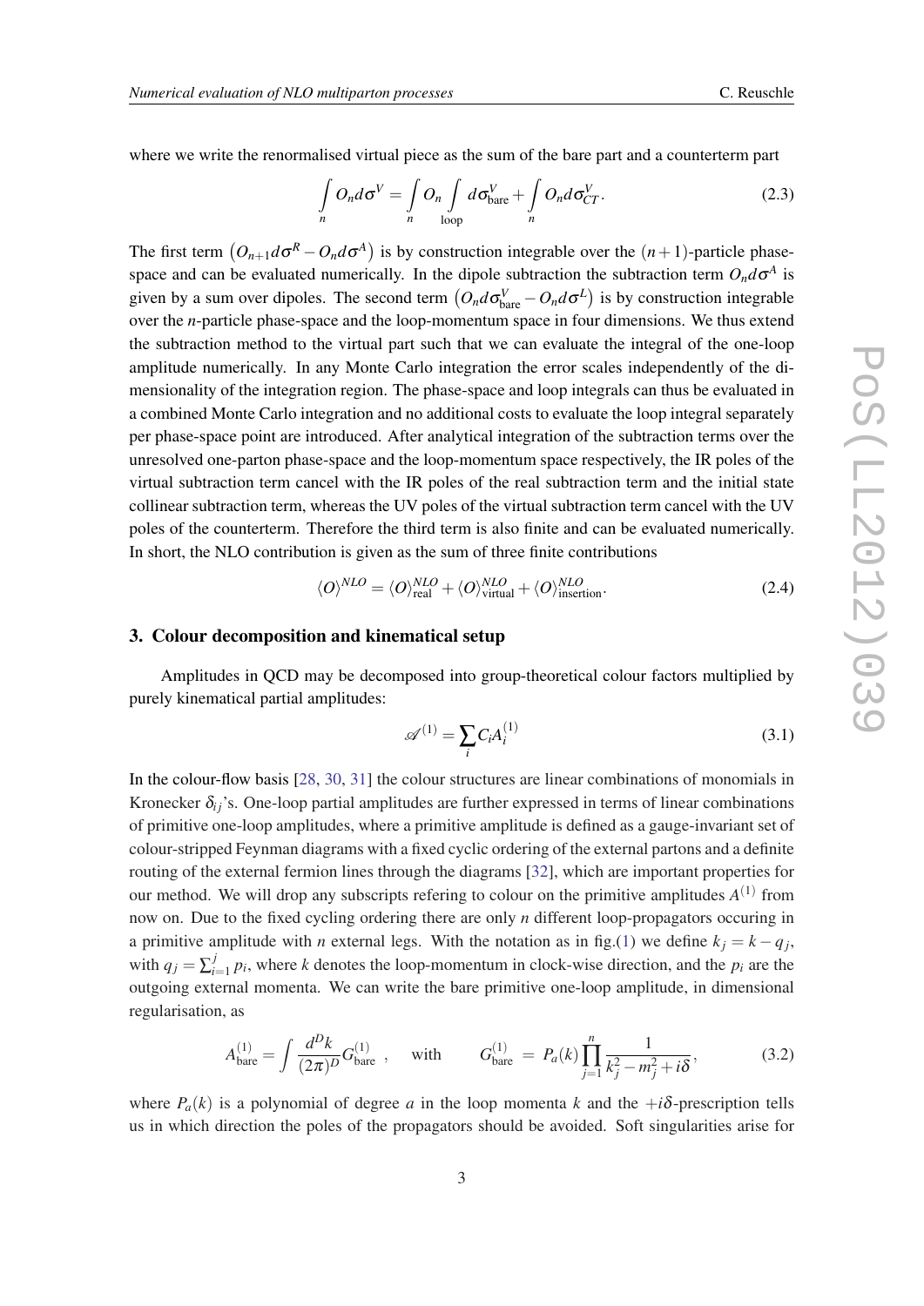where we write the renormalised virtual piece as the sum of the bare part and a counterterm part

$$\int_n O_n d\sigma^V = \int_n O_n \int_{\text{loop}} d\sigma^V_{\text{bare}} + \int_n O_n d\sigma^V_{CT}. \tag{2.3}$$

The first term $\left(O_{n+1}d\sigma^R - O_n d\sigma^A\right)$ is by construction integrable over the $(n+1)$-particle phase-space and can be evaluated numerically. In the dipole subtraction the subtraction term $O_n d\sigma^A$ is given by a sum over dipoles. The second term $\left(O_n d\sigma^V_{\text{bare}} - O_n d\sigma^L\right)$ is by construction integrable over the $n$-particle phase-space and the loop-momentum space in four dimensions. We thus extend the subtraction method to the virtual part such that we can evaluate the integral of the one-loop amplitude numerically. In any Monte Carlo integration the error scales independently of the dimensionality of the integration region. The phase-space and loop integrals can thus be evaluated in a combined Monte Carlo integration and no additional costs to evaluate the loop integral separately per phase-space point are introduced. After analytical integration of the subtraction terms over the unresolved one-parton phase-space and the loop-momentum space respectively, the IR poles of the virtual subtraction term cancel with the IR poles of the real subtraction term and the initial state collinear subtraction term, whereas the UV poles of the virtual subtraction term cancel with the UV poles of the counterterm. Therefore the third term is also finite and can be evaluated numerically. In short, the NLO contribution is given as the sum of three finite contributions

$$\langle O \rangle^{NLO} = \langle O \rangle^{NLO}_{\text{real}} + \langle O \rangle^{NLO}_{\text{virtual}} + \langle O \rangle^{NLO}_{\text{insertion}}. \tag{2.4}$$

## 3. Colour decomposition and kinematical setup

Amplitudes in QCD may be decomposed into group-theoretical colour factors multiplied by purely kinematical partial amplitudes:

$$\mathscr{A}^{(1)} = \sum_i C_i A_i^{(1)} \tag{3.1}$$

In the colour-flow basis [28, 30, 31] the colour structures are linear combinations of monomials in Kronecker $\delta_{ij}$'s. One-loop partial amplitudes are further expressed in terms of linear combinations of primitive one-loop amplitudes, where a primitive amplitude is defined as a gauge-invariant set of colour-stripped Feynman diagrams with a fixed cyclic ordering of the external partons and a definite routing of the external fermion lines through the diagrams [32], which are important properties for our method. We will drop any subscripts refering to colour on the primitive amplitudes $A^{(1)}$ from now on. Due to the fixed cycling ordering there are only $n$ different loop-propagators occuring in a primitive amplitude with $n$ external legs. With the notation as in fig.(1) we define $k_j = k - q_j$, with $q_j = \sum_{i=1}^{j} p_i$, where $k$ denotes the loop-momentum in clock-wise direction, and the $p_i$ are the outgoing external momenta. We can write the bare primitive one-loop amplitude, in dimensional regularisation, as

$$A^{(1)}_{\text{bare}} = \int \frac{d^D k}{(2\pi)^D} G^{(1)}_{\text{bare}} \ , \quad \text{with} \quad G^{(1)}_{\text{bare}} \ = \ P_a(k) \prod_{j=1}^{n} \frac{1}{k_j^2 - m_j^2 + i\delta}, \tag{3.2}$$

where $P_a(k)$ is a polynomial of degree $a$ in the loop momenta $k$ and the $+i\delta$-prescription tells us in which direction the poles of the propagators should be avoided. Soft singularities arise for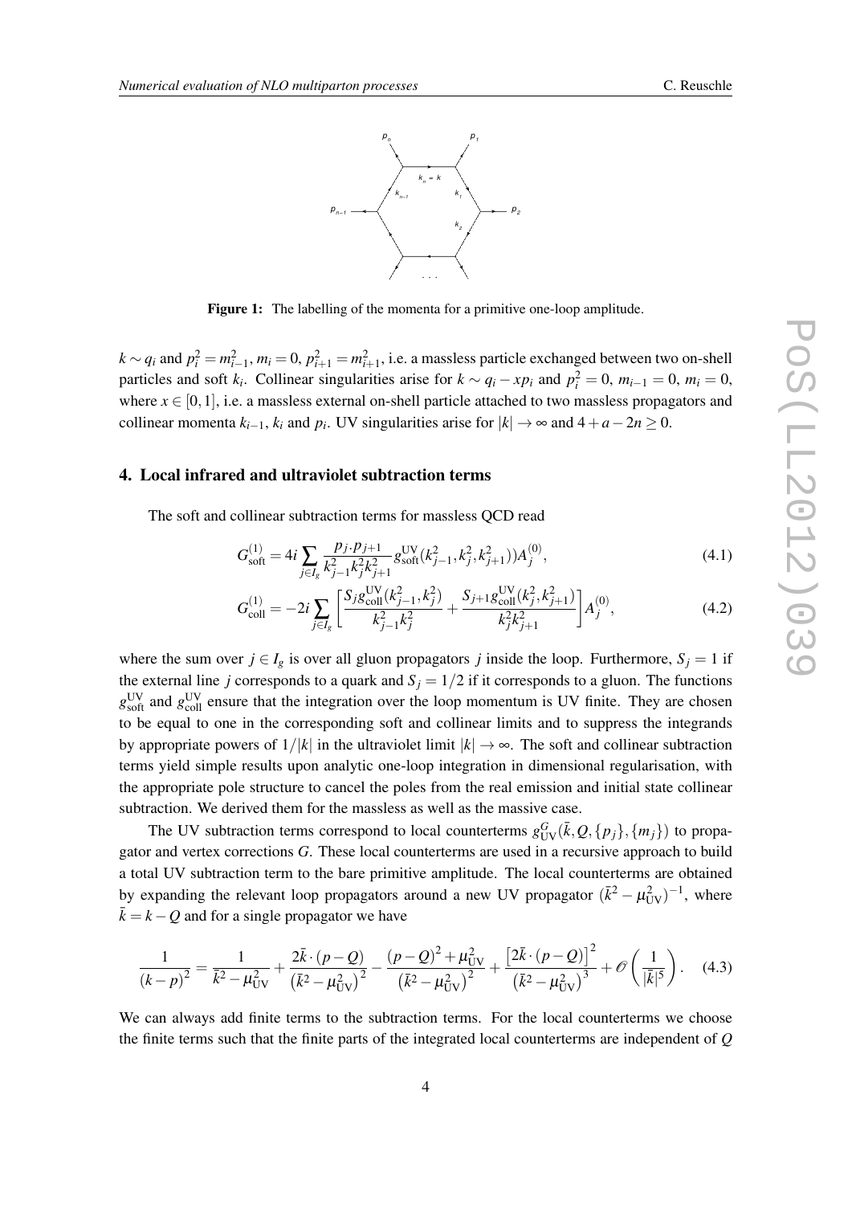**Figure 1:** The labelling of the momenta for a primitive one-loop amplitude.

$k \sim q_i$ and $p_i^2 = m_{i-1}^2$, $m_i = 0$, $p_{i+1}^2 = m_{i+1}^2$, i.e. a massless particle exchanged between two on-shell particles and soft $k_i$. Collinear singularities arise for $k \sim q_i - xp_i$ and $p_i^2 = 0$, $m_{i-1} = 0$, $m_i = 0$, where $x \in [0,1]$, i.e. a massless external on-shell particle attached to two massless propagators and collinear momenta $k_{i-1}$, $k_i$ and $p_i$. UV singularities arise for $|k| \to \infty$ and $4 + a - 2n \geq 0$.

## 4. Local infrared and ultraviolet subtraction terms

The soft and collinear subtraction terms for massless QCD read

$$G^{(1)}_{\text{soft}} = 4i \sum_{j \in I_g} \frac{p_j \cdot p_{j+1}}{k_{j-1}^2 k_j^2 k_{j+1}^2} g^{\text{UV}}_{\text{soft}}(k_{j-1}^2, k_j^2, k_{j+1}^2)) A_j^{(0)}, \tag{4.1}$$

$$G^{(1)}_{\text{coll}} = -2i \sum_{j \in I_g} \left[ \frac{S_j g^{\text{UV}}_{\text{coll}}(k_{j-1}^2, k_j^2)}{k_{j-1}^2 k_j^2} + \frac{S_{j+1} g^{\text{UV}}_{\text{coll}}(k_j^2, k_{j+1}^2)}{k_j^2 k_{j+1}^2} \right] A_j^{(0)}, \tag{4.2}$$

where the sum over $j \in I_g$ is over all gluon propagators $j$ inside the loop. Furthermore, $S_j = 1$ if the external line $j$ corresponds to a quark and $S_j = 1/2$ if it corresponds to a gluon. The functions $g^{\text{UV}}_{\text{soft}}$ and $g^{\text{UV}}_{\text{coll}}$ ensure that the integration over the loop momentum is UV finite. They are chosen to be equal to one in the corresponding soft and collinear limits and to suppress the integrands by appropriate powers of $1/|k|$ in the ultraviolet limit $|k| \to \infty$. The soft and collinear subtraction terms yield simple results upon analytic one-loop integration in dimensional regularisation, with the appropriate pole structure to cancel the poles from the real emission and initial state collinear subtraction. We derived them for the massless as well as the massive case.

The UV subtraction terms correspond to local counterterms $g^G_{\text{UV}}(\bar{k}, Q, \{p_j\}, \{m_j\})$ to propagator and vertex corrections $G$. These local counterterms are used in a recursive approach to build a total UV subtraction term to the bare primitive amplitude. The local counterterms are obtained by expanding the relevant loop propagators around a new UV propagator $(\bar{k}^2 - \mu^2_{\text{UV}})^{-1}$, where $\bar{k} = k - Q$ and for a single propagator we have

$$\frac{1}{(k-p)^2} = \frac{1}{\bar{k}^2 - \mu^2_{\text{UV}}} + \frac{2\bar{k} \cdot (p-Q)}{\left(\bar{k}^2 - \mu^2_{\text{UV}}\right)^2} - \frac{(p-Q)^2 + \mu^2_{\text{UV}}}{\left(\bar{k}^2 - \mu^2_{\text{UV}}\right)^2} + \frac{\left[2\bar{k} \cdot (p-Q)\right]^2}{\left(\bar{k}^2 - \mu^2_{\text{UV}}\right)^3} + \mathscr{O}\left(\frac{1}{|\bar{k}|^5}\right). \tag{4.3}$$

We can always add finite terms to the subtraction terms. For the local counterterms we choose the finite terms such that the finite parts of the integrated local counterterms are independent of $Q$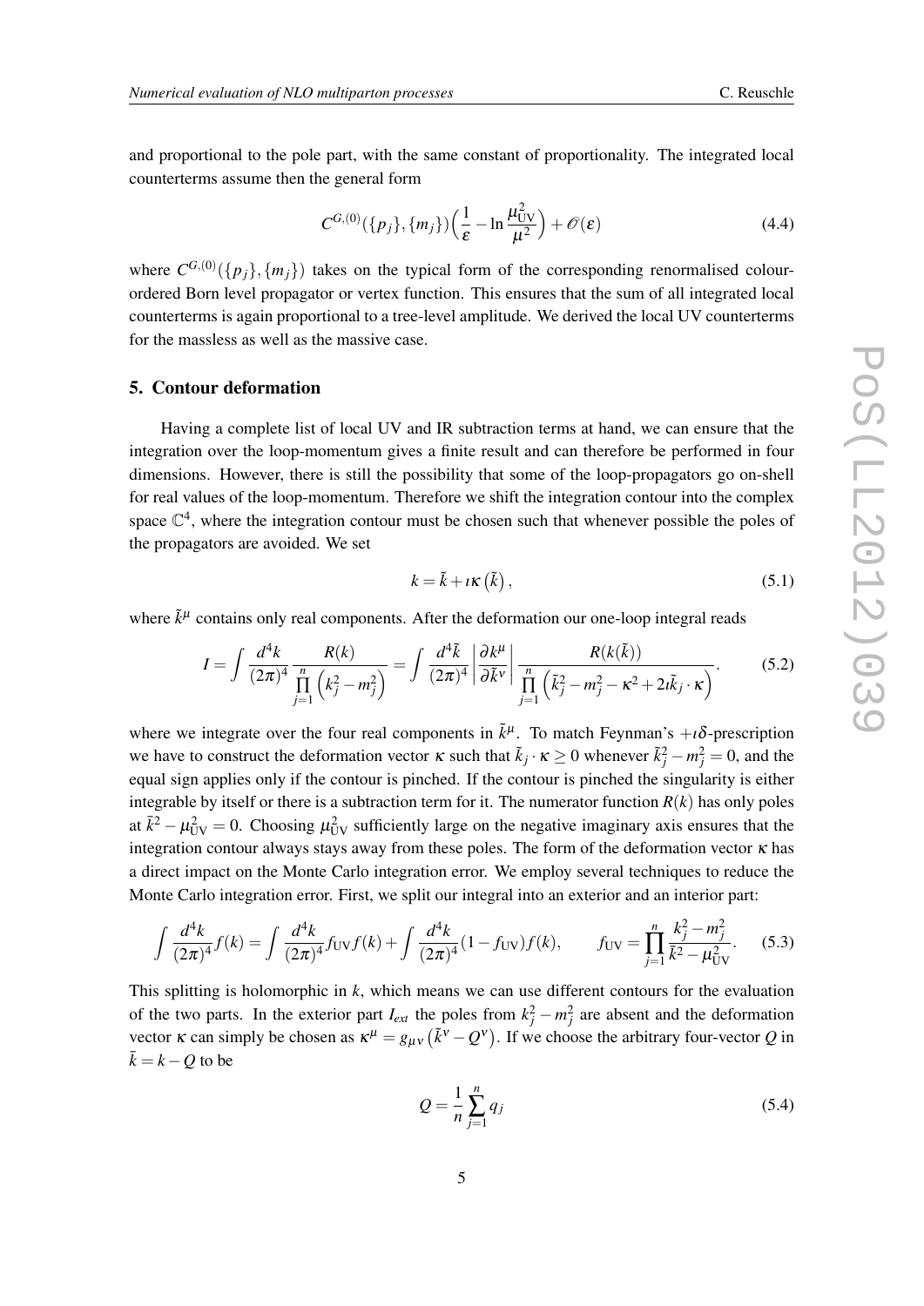and proportional to the pole part, with the same constant of proportionality. The integrated local counterterms assume then the general form

$$C^{G,(0)}(\{p_j\},\{m_j\})\Big(\frac{1}{\varepsilon}-\ln\frac{\mu_{\rm UV}^2}{\mu^2}\Big)+\mathscr{O}(\varepsilon) \tag{4.4}$$

where $C^{G,(0)}(\{p_j\},\{m_j\})$ takes on the typical form of the corresponding renormalised colour-ordered Born level propagator or vertex function. This ensures that the sum of all integrated local counterterms is again proportional to a tree-level amplitude. We derived the local UV counterterms for the massless as well as the massive case.

## 5. Contour deformation

Having a complete list of local UV and IR subtraction terms at hand, we can ensure that the integration over the loop-momentum gives a finite result and can therefore be performed in four dimensions. However, there is still the possibility that some of the loop-propagators go on-shell for real values of the loop-momentum. Therefore we shift the integration contour into the complex space $\mathbb{C}^4$, where the integration contour must be chosen such that whenever possible the poles of the propagators are avoided. We set

$$k=\tilde{k}+\imath\kappa\left(\tilde{k}\right), \tag{5.1}$$

where $\tilde{k}^\mu$ contains only real components. After the deformation our one-loop integral reads

$$I=\int\frac{d^4k}{(2\pi)^4}\frac{R(k)}{\prod\limits_{j=1}^{n}\left(k_j^2-m_j^2\right)}=\int\frac{d^4\tilde{k}}{(2\pi)^4}\left|\frac{\partial k^\mu}{\partial\tilde{k}^\nu}\right|\frac{R(k(\tilde{k}))}{\prod\limits_{j=1}^{n}\left(\tilde{k}_j^2-m_j^2-\kappa^2+2\imath\tilde{k}_j\cdot\kappa\right)}. \tag{5.2}$$

where we integrate over the four real components in $\tilde{k}^\mu$. To match Feynman's $+\imath\delta$-prescription we have to construct the deformation vector $\kappa$ such that $\tilde{k}_j\cdot\kappa\geq 0$ whenever $\tilde{k}_j^2-m_j^2=0$, and the equal sign applies only if the contour is pinched. If the contour is pinched the singularity is either integrable by itself or there is a subtraction term for it. The numerator function $R(k)$ has only poles at $\bar{k}^2-\mu_{\rm UV}^2=0$. Choosing $\mu_{\rm UV}^2$ sufficiently large on the negative imaginary axis ensures that the integration contour always stays away from these poles. The form of the deformation vector $\kappa$ has a direct impact on the Monte Carlo integration error. We employ several techniques to reduce the Monte Carlo integration error. First, we split our integral into an exterior and an interior part:

$$\int\frac{d^4k}{(2\pi)^4}f(k)=\int\frac{d^4k}{(2\pi)^4}f_{\rm UV}f(k)+\int\frac{d^4k}{(2\pi)^4}(1-f_{\rm UV})f(k),\qquad f_{\rm UV}=\prod_{j=1}^{n}\frac{k_j^2-m_j^2}{\bar{k}^2-\mu_{\rm UV}^2}. \tag{5.3}$$

This splitting is holomorphic in $k$, which means we can use different contours for the evaluation of the two parts. In the exterior part $I_{ext}$ the poles from $k_j^2-m_j^2$ are absent and the deformation vector $\kappa$ can simply be chosen as $\kappa^\mu=g_{\mu\nu}\left(\tilde{k}^\nu-Q^\nu\right)$. If we choose the arbitrary four-vector $Q$ in $\bar{k}=k-Q$ to be

$$Q=\frac{1}{n}\sum_{j=1}^{n}q_j \tag{5.4}$$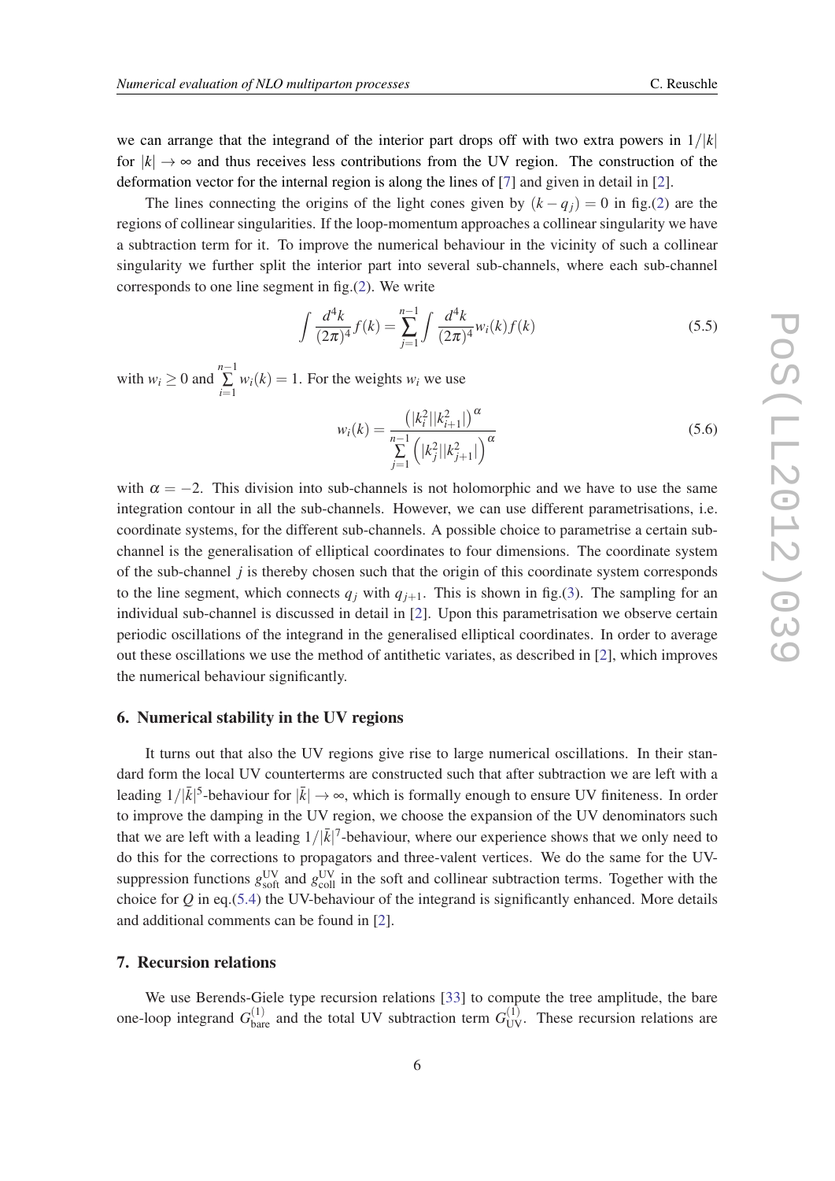we can arrange that the integrand of the interior part drops off with two extra powers in $1/|k|$ for $|k| \to \infty$ and thus receives less contributions from the UV region. The construction of the deformation vector for the internal region is along the lines of [7] and given in detail in [2].

The lines connecting the origins of the light cones given by $(k - q_j) = 0$ in fig.(2) are the regions of collinear singularities. If the loop-momentum approaches a collinear singularity we have a subtraction term for it. To improve the numerical behaviour in the vicinity of such a collinear singularity we further split the interior part into several sub-channels, where each sub-channel corresponds to one line segment in fig.(2). We write

$$\int \frac{d^4k}{(2\pi)^4} f(k) = \sum_{j=1}^{n-1} \int \frac{d^4k}{(2\pi)^4} w_i(k) f(k) \tag{5.5}$$

with $w_i \geq 0$ and $\sum_{i=1}^{n-1} w_i(k) = 1$. For the weights $w_i$ we use

$$w_i(k) = \frac{\left(|k_i^2||k_{i+1}^2|\right)^{\alpha}}{\sum_{j=1}^{n-1} \left(|k_j^2||k_{j+1}^2|\right)^{\alpha}} \tag{5.6}$$

with $\alpha = -2$. This division into sub-channels is not holomorphic and we have to use the same integration contour in all the sub-channels. However, we can use different parametrisations, i.e. coordinate systems, for the different sub-channels. A possible choice to parametrise a certain sub-channel is the generalisation of elliptical coordinates to four dimensions. The coordinate system of the sub-channel $j$ is thereby chosen such that the origin of this coordinate system corresponds to the line segment, which connects $q_j$ with $q_{j+1}$. This is shown in fig.(3). The sampling for an individual sub-channel is discussed in detail in [2]. Upon this parametrisation we observe certain periodic oscillations of the integrand in the generalised elliptical coordinates. In order to average out these oscillations we use the method of antithetic variates, as described in [2], which improves the numerical behaviour significantly.

## 6. Numerical stability in the UV regions

It turns out that also the UV regions give rise to large numerical oscillations. In their standard form the local UV counterterms are constructed such that after subtraction we are left with a leading $1/|\bar{k}|^5$-behaviour for $|\bar{k}| \to \infty$, which is formally enough to ensure UV finiteness. In order to improve the damping in the UV region, we choose the expansion of the UV denominators such that we are left with a leading $1/|\bar{k}|^7$-behaviour, where our experience shows that we only need to do this for the corrections to propagators and three-valent vertices. We do the same for the UV-suppression functions $g_{\text{soft}}^{\text{UV}}$ and $g_{\text{coll}}^{\text{UV}}$ in the soft and collinear subtraction terms. Together with the choice for $Q$ in eq.(5.4) the UV-behaviour of the integrand is significantly enhanced. More details and additional comments can be found in [2].

## 7. Recursion relations

We use Berends-Giele type recursion relations [33] to compute the tree amplitude, the bare one-loop integrand $G_{\text{bare}}^{(1)}$ and the total UV subtraction term $G_{\text{UV}}^{(1)}$. These recursion relations are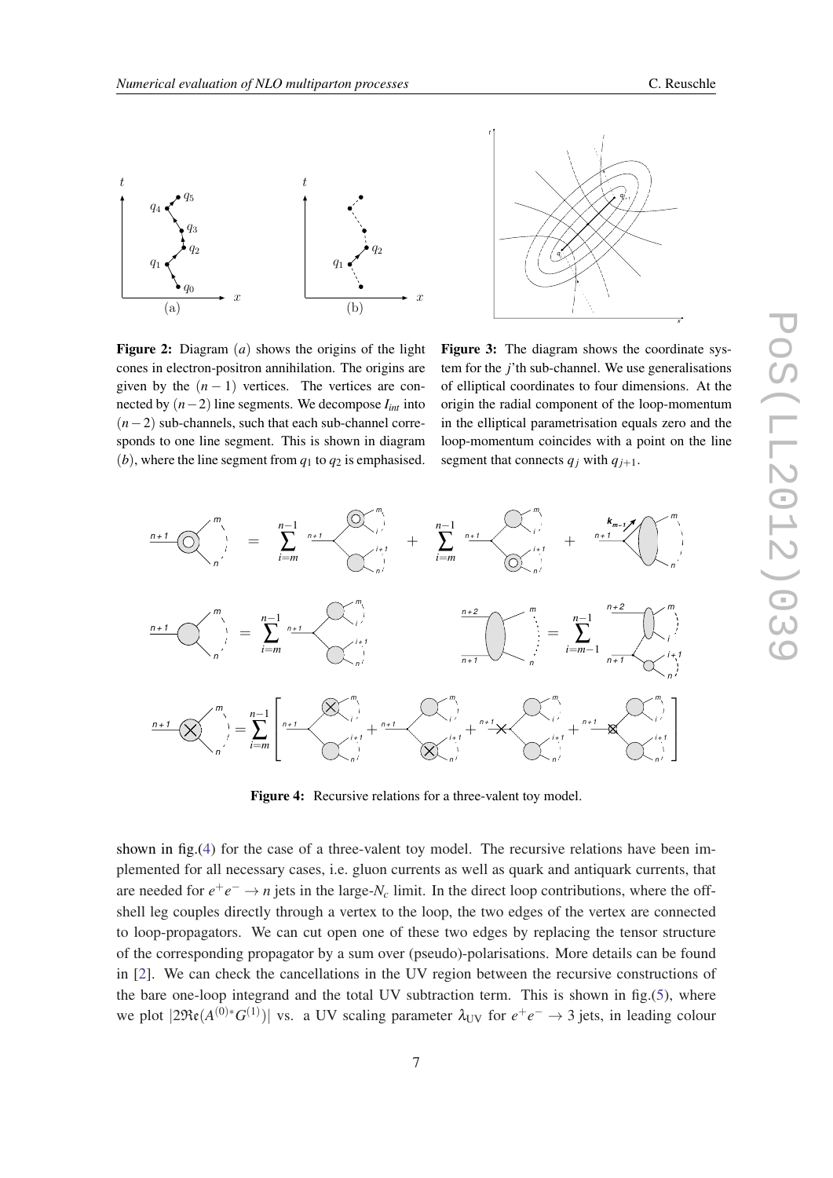**Figure 2:** Diagram $(a)$ shows the origins of the light cones in electron-positron annihilation. The origins are given by the $(n-1)$ vertices. The vertices are connected by $(n-2)$ line segments. We decompose $I_{int}$ into $(n-2)$ sub-channels, such that each sub-channel corresponds to one line segment. This is shown in diagram $(b)$, where the line segment from $q_1$ to $q_2$ is emphasised.

**Figure 3:** The diagram shows the coordinate system for the $j$'th sub-channel. We use generalisations of elliptical coordinates to four dimensions. At the origin the radial component of the loop-momentum in the elliptical parametrisation equals zero and the loop-momentum coincides with a point on the line segment that connects $q_j$ with $q_{j+1}$.

**Figure 4:** Recursive relations for a three-valent toy model.

shown in fig.(4) for the case of a three-valent toy model. The recursive relations have been implemented for all necessary cases, i.e. gluon currents as well as quark and antiquark currents, that are needed for $e^+e^- \to n$ jets in the large-$N_c$ limit. In the direct loop contributions, where the off-shell leg couples directly through a vertex to the loop, the two edges of the vertex are connected to loop-propagators. We can cut open one of these two edges by replacing the tensor structure of the corresponding propagator by a sum over (pseudo)-polarisations. More details can be found in [2]. We can check the cancellations in the UV region between the recursive constructions of the bare one-loop integrand and the total UV subtraction term. This is shown in fig.(5), where we plot $|2\mathfrak{Re}(A^{(0)*}G^{(1)})|$ vs. a UV scaling parameter $\lambda_{\text{UV}}$ for $e^+e^- \to 3$ jets, in leading colour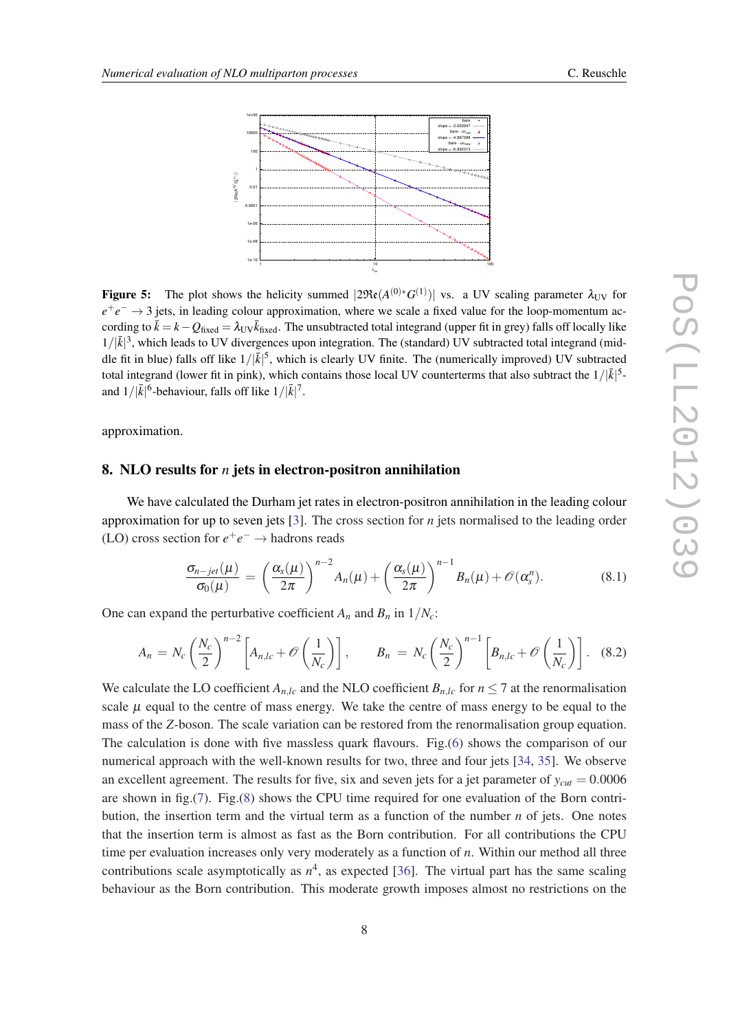**Figure 5:** The plot shows the helicity summed $|2\Re\mathfrak{e}(A^{(0)*}G^{(1)})|$ vs. a UV scaling parameter $\lambda_{\text{UV}}$ for $e^+e^- \to 3$ jets, in leading colour approximation, where we scale a fixed value for the loop-momentum according to $\bar{k} = k - Q_{\text{fixed}} = \lambda_{\text{UV}}\bar{k}_{\text{fixed}}$. The unsubtracted total integrand (upper fit in grey) falls off locally like $1/|\bar{k}|^3$, which leads to UV divergences upon integration. The (standard) UV subtracted total integrand (middle fit in blue) falls off like $1/|\bar{k}|^5$, which is clearly UV finite. The (numerically improved) UV subtracted total integrand (lower fit in pink), which contains those local UV counterterms that also subtract the $1/|\bar{k}|^5$- and $1/|\bar{k}|^6$-behaviour, falls off like $1/|\bar{k}|^7$.

approximation.

## 8. NLO results for $n$ jets in electron-positron annihilation

We have calculated the Durham jet rates in electron-positron annihilation in the leading colour approximation for up to seven jets [3]. The cross section for $n$ jets normalised to the leading order (LO) cross section for $e^+e^- \to$ hadrons reads

$$\frac{\sigma_{n-jet}(\mu)}{\sigma_0(\mu)} = \left(\frac{\alpha_s(\mu)}{2\pi}\right)^{n-2} A_n(\mu) + \left(\frac{\alpha_s(\mu)}{2\pi}\right)^{n-1} B_n(\mu) + \mathcal{O}(\alpha_s^n). \tag{8.1}$$

One can expand the perturbative coefficient $A_n$ and $B_n$ in $1/N_c$:

$$A_n = N_c\left(\frac{N_c}{2}\right)^{n-2}\left[A_{n,lc} + \mathcal{O}\left(\frac{1}{N_c}\right)\right], \qquad B_n = N_c\left(\frac{N_c}{2}\right)^{n-1}\left[B_{n,lc} + \mathcal{O}\left(\frac{1}{N_c}\right)\right]. \tag{8.2}$$

We calculate the LO coefficient $A_{n,lc}$ and the NLO coefficient $B_{n,lc}$ for $n \leq 7$ at the renormalisation scale $\mu$ equal to the centre of mass energy. We take the centre of mass energy to be equal to the mass of the $Z$-boson. The scale variation can be restored from the renormalisation group equation. The calculation is done with five massless quark flavours. Fig.(6) shows the comparison of our numerical approach with the well-known results for two, three and four jets [34, 35]. We observe an excellent agreement. The results for five, six and seven jets for a jet parameter of $y_{cut} = 0.0006$ are shown in fig.(7). Fig.(8) shows the CPU time required for one evaluation of the Born contribution, the insertion term and the virtual term as a function of the number $n$ of jets. One notes that the insertion term is almost as fast as the Born contribution. For all contributions the CPU time per evaluation increases only very moderately as a function of $n$. Within our method all three contributions scale asymptotically as $n^4$, as expected [36]. The virtual part has the same scaling behaviour as the Born contribution. This moderate growth imposes almost no restrictions on the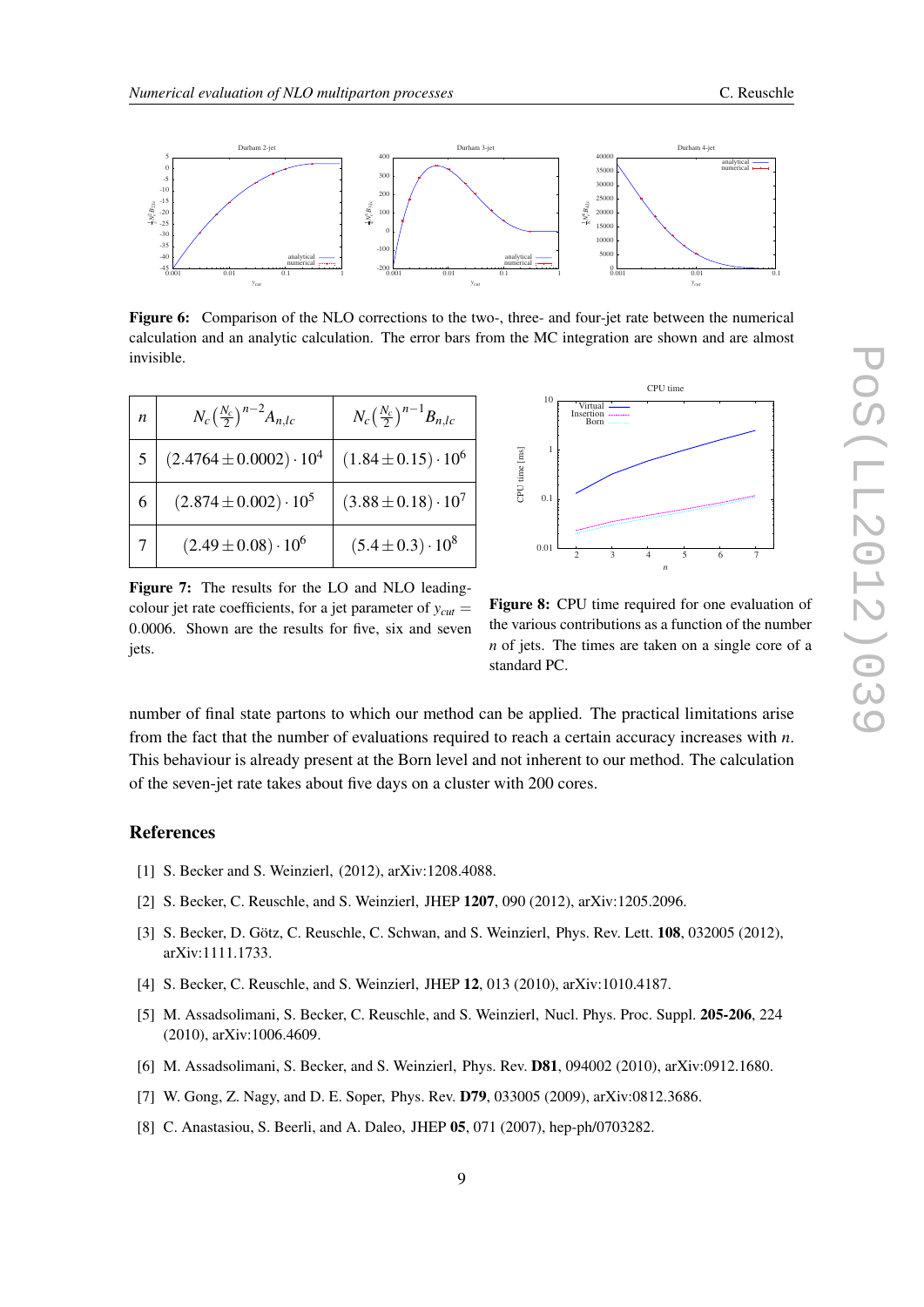**Figure 6:** Comparison of the NLO corrections to the two-, three- and four-jet rate between the numerical calculation and an analytic calculation. The error bars from the MC integration are shown and are almost invisible.

| $n$ | $N_c\left(\frac{N_c}{2}\right)^{n-2}A_{n,lc}$ | $N_c\left(\frac{N_c}{2}\right)^{n-1}B_{n,lc}$ |
|---|---|---|
| 5 | $(2.4764 \pm 0.0002)\cdot 10^4$ | $(1.84 \pm 0.15)\cdot 10^6$ |
| 6 | $(2.874 \pm 0.002)\cdot 10^5$ | $(3.88 \pm 0.18)\cdot 10^7$ |
| 7 | $(2.49 \pm 0.08)\cdot 10^6$ | $(5.4 \pm 0.3)\cdot 10^8$ |

**Figure 7:** The results for the LO and NLO leading-colour jet rate coefficients, for a jet parameter of $y_{cut} = 0.0006$. Shown are the results for five, six and seven jets.

**Figure 8:** CPU time required for one evaluation of the various contributions as a function of the number $n$ of jets. The times are taken on a single core of a standard PC.

number of final state partons to which our method can be applied. The practical limitations arise from the fact that the number of evaluations required to reach a certain accuracy increases with $n$. This behaviour is already present at the Born level and not inherent to our method. The calculation of the seven-jet rate takes about five days on a cluster with 200 cores.

## References

[1] S. Becker and S. Weinzierl, (2012), arXiv:1208.4088.

[2] S. Becker, C. Reuschle, and S. Weinzierl, JHEP **1207**, 090 (2012), arXiv:1205.2096.

[3] S. Becker, D. Götz, C. Reuschle, C. Schwan, and S. Weinzierl, Phys. Rev. Lett. **108**, 032005 (2012), arXiv:1111.1733.

[4] S. Becker, C. Reuschle, and S. Weinzierl, JHEP **12**, 013 (2010), arXiv:1010.4187.

[5] M. Assadsolimani, S. Becker, C. Reuschle, and S. Weinzierl, Nucl. Phys. Proc. Suppl. **205-206**, 224 (2010), arXiv:1006.4609.

[6] M. Assadsolimani, S. Becker, and S. Weinzierl, Phys. Rev. **D81**, 094002 (2010), arXiv:0912.1680.

[7] W. Gong, Z. Nagy, and D. E. Soper, Phys. Rev. **D79**, 033005 (2009), arXiv:0812.3686.

[8] C. Anastasiou, S. Beerli, and A. Daleo, JHEP **05**, 071 (2007), hep-ph/0703282.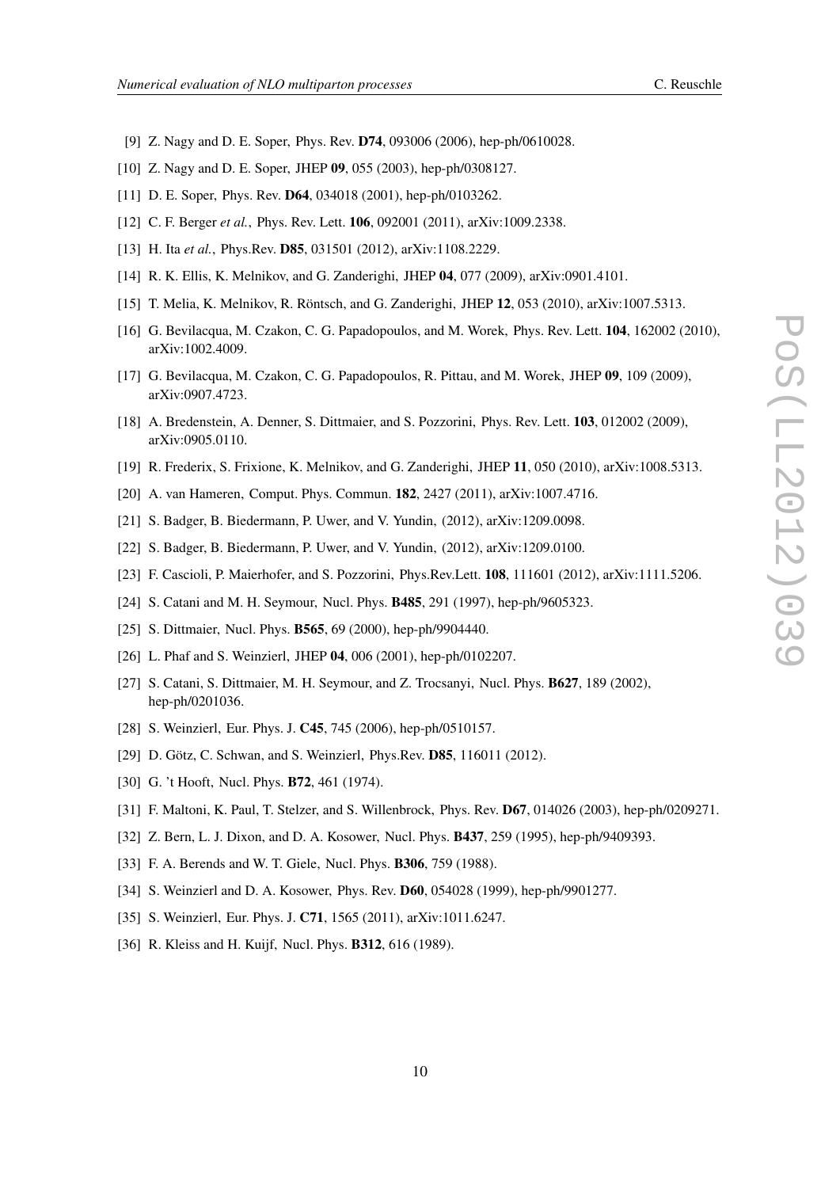[9] Z. Nagy and D. E. Soper, Phys. Rev. **D74**, 093006 (2006), hep-ph/0610028.

[10] Z. Nagy and D. E. Soper, JHEP **09**, 055 (2003), hep-ph/0308127.

[11] D. E. Soper, Phys. Rev. **D64**, 034018 (2001), hep-ph/0103262.

[12] C. F. Berger *et al.*, Phys. Rev. Lett. **106**, 092001 (2011), arXiv:1009.2338.

[13] H. Ita *et al.*, Phys.Rev. **D85**, 031501 (2012), arXiv:1108.2229.

[14] R. K. Ellis, K. Melnikov, and G. Zanderighi, JHEP **04**, 077 (2009), arXiv:0901.4101.

[15] T. Melia, K. Melnikov, R. Röntsch, and G. Zanderighi, JHEP **12**, 053 (2010), arXiv:1007.5313.

[16] G. Bevilacqua, M. Czakon, C. G. Papadopoulos, and M. Worek, Phys. Rev. Lett. **104**, 162002 (2010), arXiv:1002.4009.

[17] G. Bevilacqua, M. Czakon, C. G. Papadopoulos, R. Pittau, and M. Worek, JHEP **09**, 109 (2009), arXiv:0907.4723.

[18] A. Bredenstein, A. Denner, S. Dittmaier, and S. Pozzorini, Phys. Rev. Lett. **103**, 012002 (2009), arXiv:0905.0110.

[19] R. Frederix, S. Frixione, K. Melnikov, and G. Zanderighi, JHEP **11**, 050 (2010), arXiv:1008.5313.

[20] A. van Hameren, Comput. Phys. Commun. **182**, 2427 (2011), arXiv:1007.4716.

[21] S. Badger, B. Biedermann, P. Uwer, and V. Yundin, (2012), arXiv:1209.0098.

[22] S. Badger, B. Biedermann, P. Uwer, and V. Yundin, (2012), arXiv:1209.0100.

[23] F. Cascioli, P. Maierhofer, and S. Pozzorini, Phys.Rev.Lett. **108**, 111601 (2012), arXiv:1111.5206.

[24] S. Catani and M. H. Seymour, Nucl. Phys. **B485**, 291 (1997), hep-ph/9605323.

[25] S. Dittmaier, Nucl. Phys. **B565**, 69 (2000), hep-ph/9904440.

[26] L. Phaf and S. Weinzierl, JHEP **04**, 006 (2001), hep-ph/0102207.

[27] S. Catani, S. Dittmaier, M. H. Seymour, and Z. Trocsanyi, Nucl. Phys. **B627**, 189 (2002), hep-ph/0201036.

[28] S. Weinzierl, Eur. Phys. J. **C45**, 745 (2006), hep-ph/0510157.

[29] D. Götz, C. Schwan, and S. Weinzierl, Phys.Rev. **D85**, 116011 (2012).

[30] G. 't Hooft, Nucl. Phys. **B72**, 461 (1974).

[31] F. Maltoni, K. Paul, T. Stelzer, and S. Willenbrock, Phys. Rev. **D67**, 014026 (2003), hep-ph/0209271.

[32] Z. Bern, L. J. Dixon, and D. A. Kosower, Nucl. Phys. **B437**, 259 (1995), hep-ph/9409393.

[33] F. A. Berends and W. T. Giele, Nucl. Phys. **B306**, 759 (1988).

[34] S. Weinzierl and D. A. Kosower, Phys. Rev. **D60**, 054028 (1999), hep-ph/9901277.

[35] S. Weinzierl, Eur. Phys. J. **C71**, 1565 (2011), arXiv:1011.6247.

[36] R. Kleiss and H. Kuijf, Nucl. Phys. **B312**, 616 (1989).